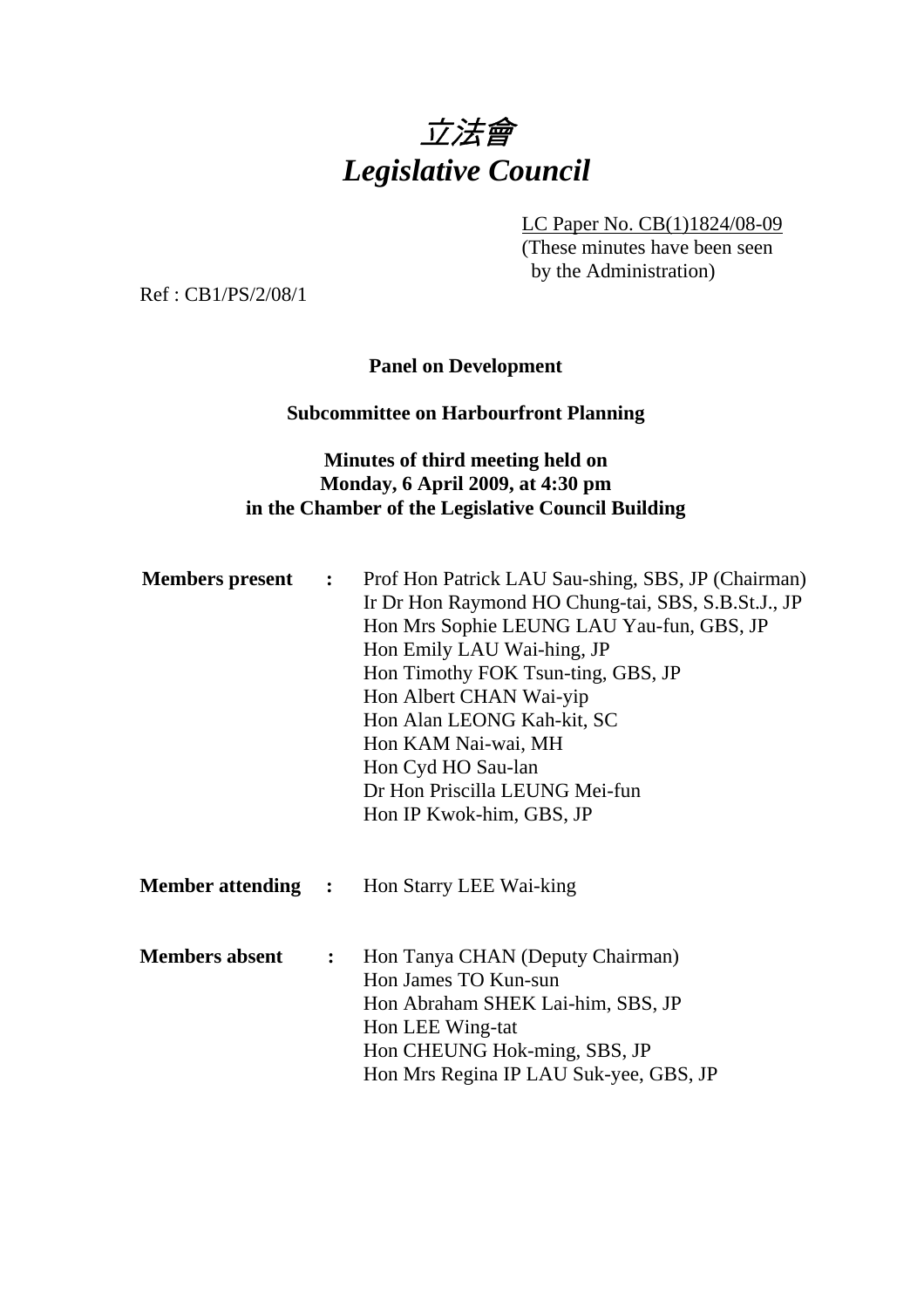# *立法會*
# *Legislative Council*

LC Paper No. CB(1)1824/08-09
(These minutes have been seen by the Administration)

Ref : CB1/PS/2/08/1

**Panel on Development**

**Subcommittee on Harbourfront Planning**

**Minutes of third meeting held on Monday, 6 April 2009, at 4:30 pm in the Chamber of the Legislative Council Building**

| | | |
|---|---|---|
| **Members present** | **:** | Prof Hon Patrick LAU Sau-shing, SBS, JP (Chairman)<br>Ir Dr Hon Raymond HO Chung-tai, SBS, S.B.St.J., JP<br>Hon Mrs Sophie LEUNG LAU Yau-fun, GBS, JP<br>Hon Emily LAU Wai-hing, JP<br>Hon Timothy FOK Tsun-ting, GBS, JP<br>Hon Albert CHAN Wai-yip<br>Hon Alan LEONG Kah-kit, SC<br>Hon KAM Nai-wai, MH<br>Hon Cyd HO Sau-lan<br>Dr Hon Priscilla LEUNG Mei-fun<br>Hon IP Kwok-him, GBS, JP |
| **Member attending** | **:** | Hon Starry LEE Wai-king |
| **Members absent** | **:** | Hon Tanya CHAN (Deputy Chairman)<br>Hon James TO Kun-sun<br>Hon Abraham SHEK Lai-him, SBS, JP<br>Hon LEE Wing-tat<br>Hon CHEUNG Hok-ming, SBS, JP<br>Hon Mrs Regina IP LAU Suk-yee, GBS, JP |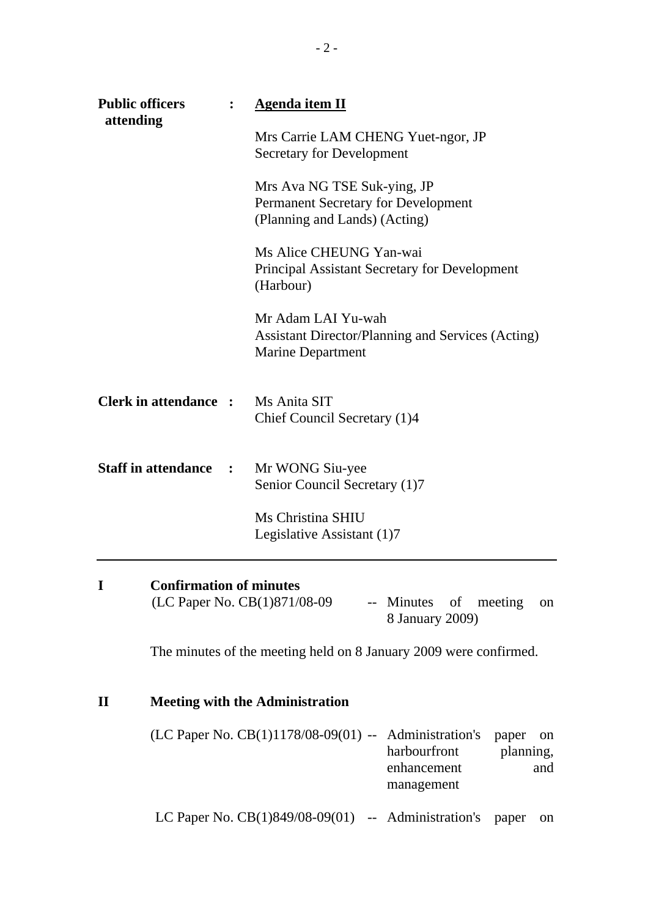**Public officers attending** : **Agenda item II**

Mrs Carrie LAM CHENG Yuet-ngor, JP
Secretary for Development

Mrs Ava NG TSE Suk-ying, JP
Permanent Secretary for Development
(Planning and Lands) (Acting)

Ms Alice CHEUNG Yan-wai
Principal Assistant Secretary for Development
(Harbour)

Mr Adam LAI Yu-wah
Assistant Director/Planning and Services (Acting)
Marine Department

**Clerk in attendance** : Ms Anita SIT
Chief Council Secretary (1)4

**Staff in attendance** : Mr WONG Siu-yee
Senior Council Secretary (1)7

Ms Christina SHIU
Legislative Assistant (1)7

---

## I Confirmation of minutes

(LC Paper No. CB(1)871/08-09 -- Minutes of meeting on 8 January 2009)

The minutes of the meeting held on 8 January 2009 were confirmed.

## II Meeting with the Administration

(LC Paper No. CB(1)1178/08-09(01) -- Administration's paper on harbourfront planning, enhancement and management

LC Paper No. CB(1)849/08-09(01) -- Administration's paper on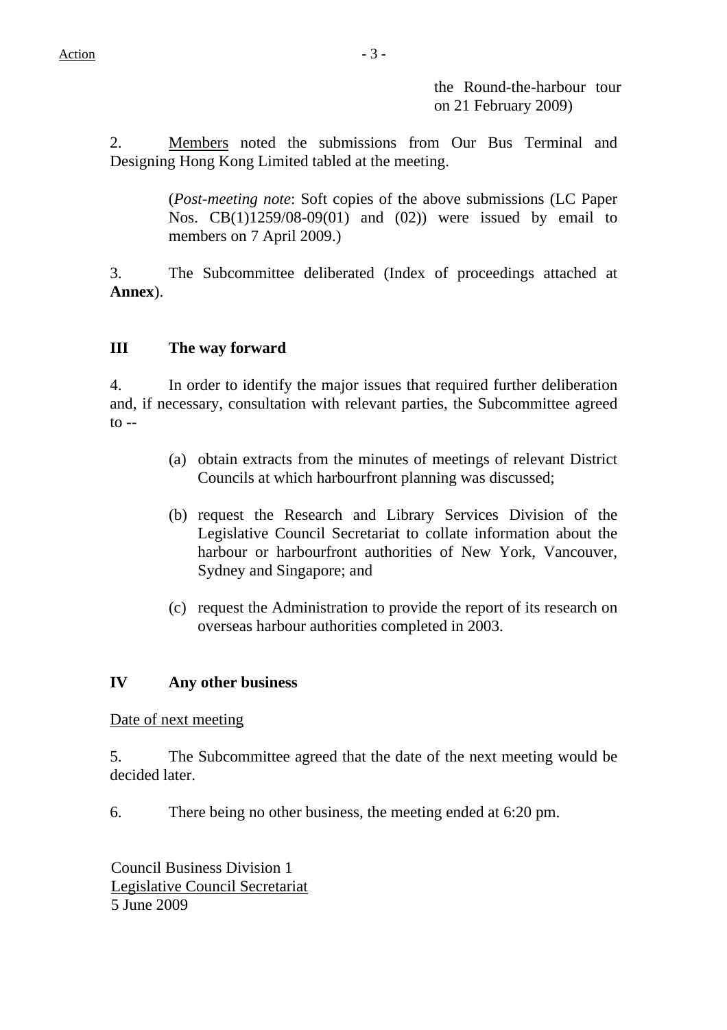the Round-the-harbour tour on 21 February 2009)

2. Members noted the submissions from Our Bus Terminal and Designing Hong Kong Limited tabled at the meeting.

(*Post-meeting note*: Soft copies of the above submissions (LC Paper Nos. CB(1)1259/08-09(01) and (02)) were issued by email to members on 7 April 2009.)

3. The Subcommittee deliberated (Index of proceedings attached at **Annex**).

## III The way forward

4. In order to identify the major issues that required further deliberation and, if necessary, consultation with relevant parties, the Subcommittee agreed to --

(a) obtain extracts from the minutes of meetings of relevant District Councils at which harbourfront planning was discussed;

(b) request the Research and Library Services Division of the Legislative Council Secretariat to collate information about the harbour or harbourfront authorities of New York, Vancouver, Sydney and Singapore; and

(c) request the Administration to provide the report of its research on overseas harbour authorities completed in 2003.

## IV Any other business

Date of next meeting

5. The Subcommittee agreed that the date of the next meeting would be decided later.

6. There being no other business, the meeting ended at 6:20 pm.

Council Business Division 1
Legislative Council Secretariat
5 June 2009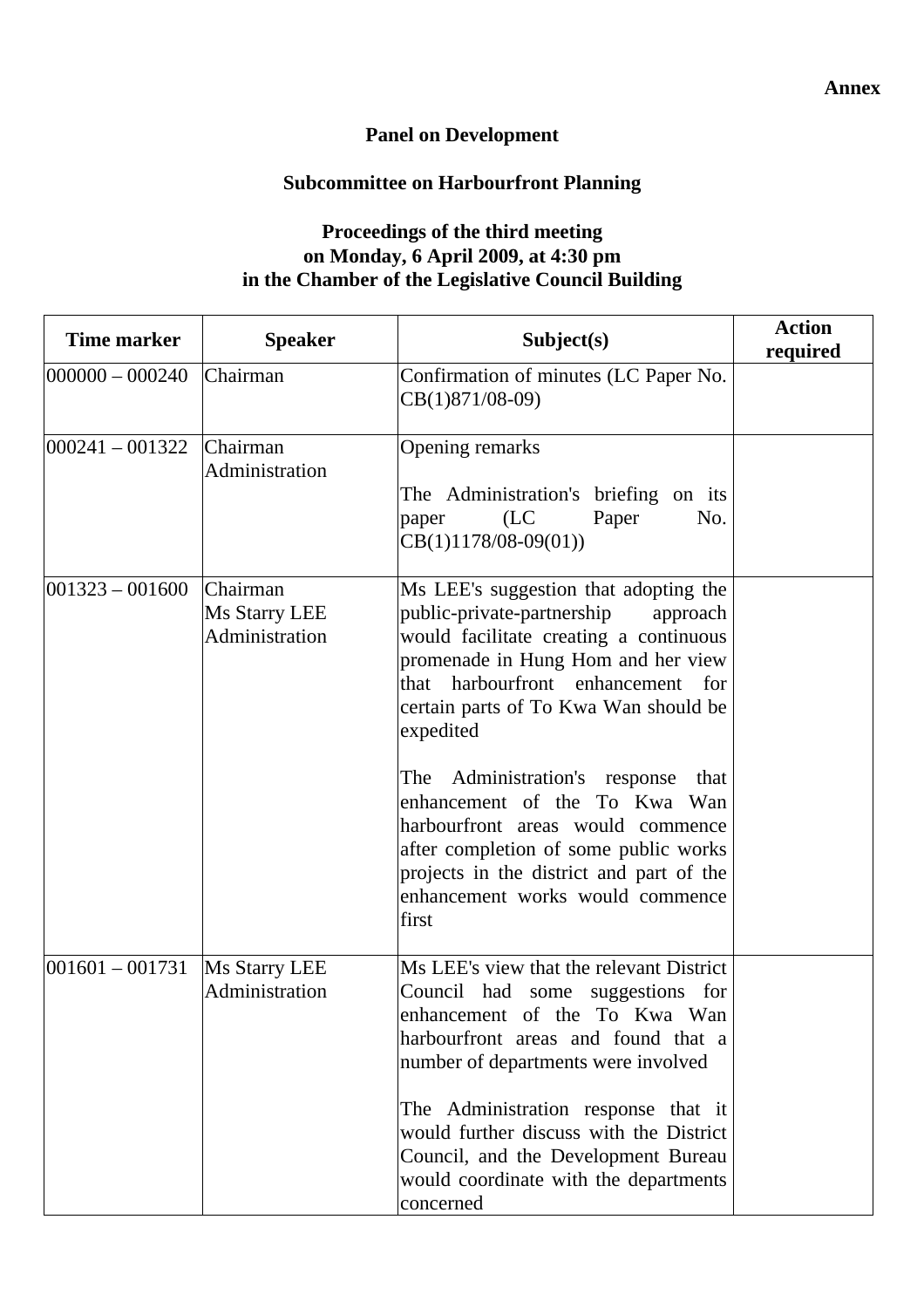**Annex**

**Panel on Development**

**Subcommittee on Harbourfront Planning**

**Proceedings of the third meeting on Monday, 6 April 2009, at 4:30 pm in the Chamber of the Legislative Council Building**

| Time marker | Speaker | Subject(s) | Action required |
|---|---|---|---|
| 000000 – 000240 | Chairman | Confirmation of minutes (LC Paper No. CB(1)871/08-09) | |
| 000241 – 001322 | Chairman<br>Administration | Opening remarks<br><br>The Administration's briefing on its paper (LC Paper No. CB(1)1178/08-09(01)) | |
| 001323 – 001600 | Chairman<br>Ms Starry LEE<br>Administration | Ms LEE's suggestion that adopting the public-private-partnership approach would facilitate creating a continuous promenade in Hung Hom and her view that harbourfront enhancement for certain parts of To Kwa Wan should be expedited<br><br>The Administration's response that enhancement of the To Kwa Wan harbourfront areas would commence after completion of some public works projects in the district and part of the enhancement works would commence first | |
| 001601 – 001731 | Ms Starry LEE<br>Administration | Ms LEE's view that the relevant District Council had some suggestions for enhancement of the To Kwa Wan harbourfront areas and found that a number of departments were involved<br><br>The Administration response that it would further discuss with the District Council, and the Development Bureau would coordinate with the departments concerned | |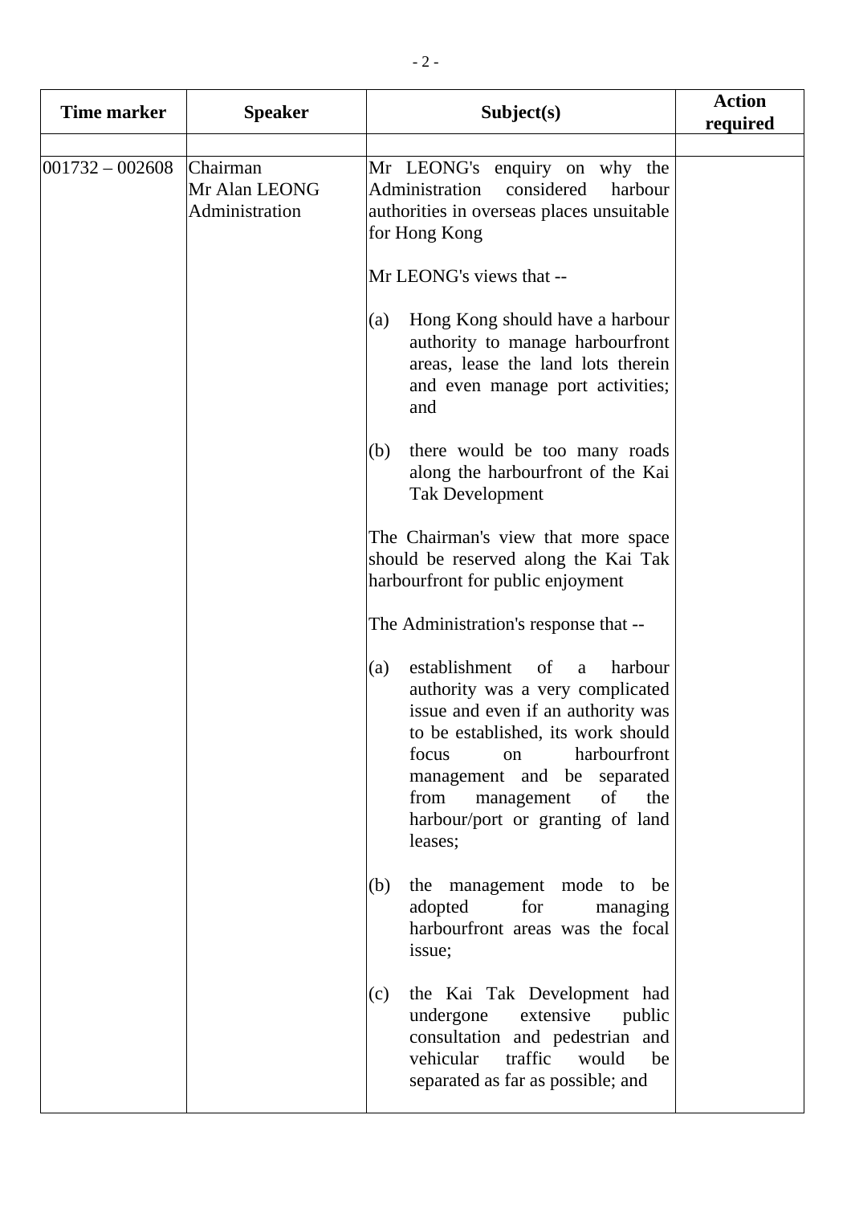| Time marker | Speaker | Subject(s) | Action required |
|---|---|---|---|
| | | | |
| 001732 – 002608 | Chairman<br>Mr Alan LEONG<br>Administration | Mr LEONG's enquiry on why the Administration considered harbour authorities in overseas places unsuitable for Hong Kong<br><br>Mr LEONG's views that --<br><br>(a) Hong Kong should have a harbour authority to manage harbourfront areas, lease the land lots therein and even manage port activities; and<br><br>(b) there would be too many roads along the harbourfront of the Kai Tak Development<br><br>The Chairman's view that more space should be reserved along the Kai Tak harbourfront for public enjoyment<br><br>The Administration's response that --<br><br>(a) establishment of a harbour authority was a very complicated issue and even if an authority was to be established, its work should focus on harbourfront management and be separated from management of the harbour/port or granting of land leases;<br><br>(b) the management mode to be adopted for managing harbourfront areas was the focal issue;<br><br>(c) the Kai Tak Development had undergone extensive public consultation and pedestrian and vehicular traffic would be separated as far as possible; and | |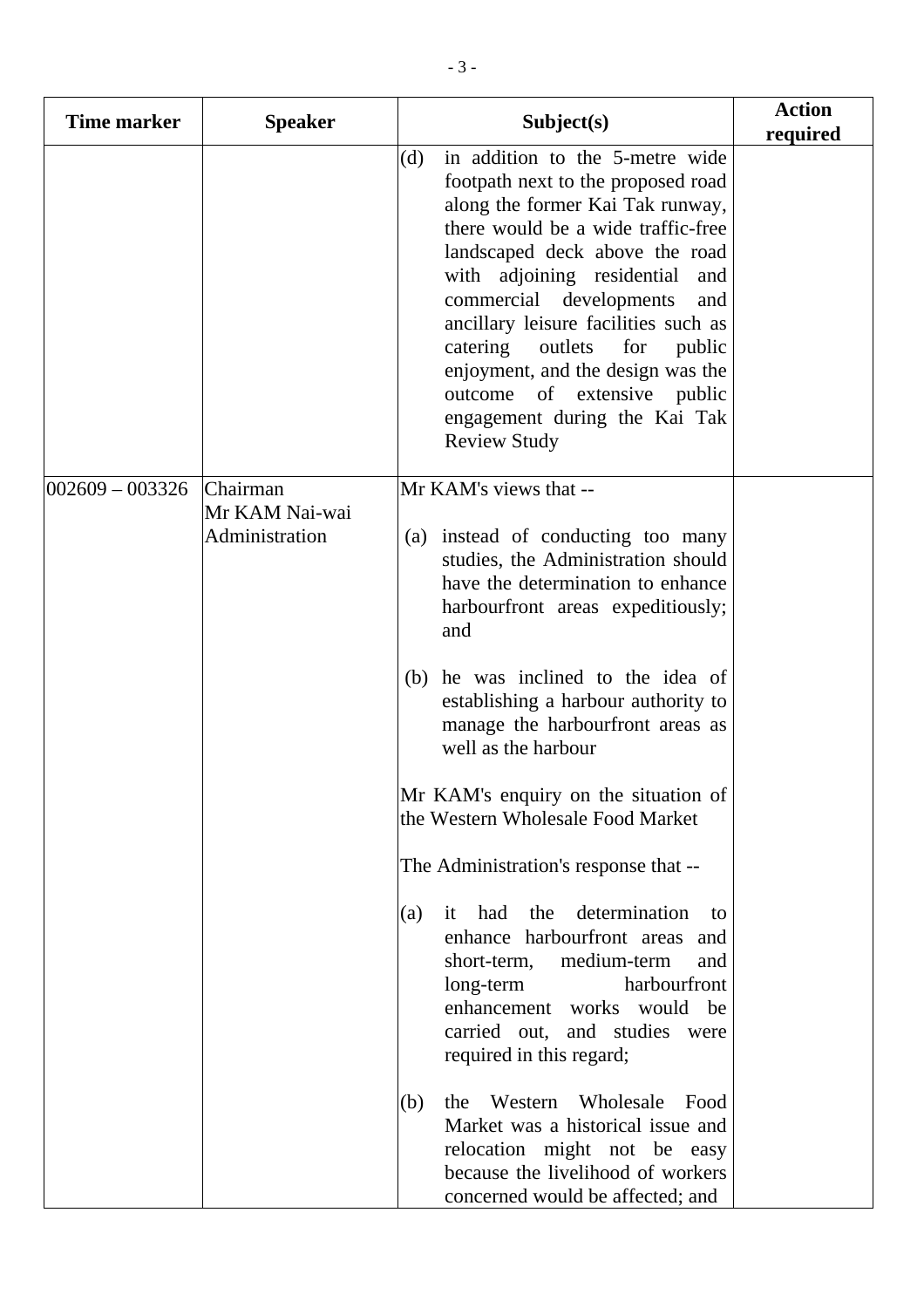| Time marker | Speaker | Subject(s) | Action required |
|---|---|---|---|
| | | (d) in addition to the 5-metre wide footpath next to the proposed road along the former Kai Tak runway, there would be a wide traffic-free landscaped deck above the road with adjoining residential and commercial developments and ancillary leisure facilities such as catering outlets for public enjoyment, and the design was the outcome of extensive public engagement during the Kai Tak Review Study | |
| 002609 – 003326 | Chairman<br>Mr KAM Nai-wai<br>Administration | Mr KAM's views that --<br><br>(a) instead of conducting too many studies, the Administration should have the determination to enhance harbourfront areas expeditiously; and<br><br>(b) he was inclined to the idea of establishing a harbour authority to manage the harbourfront areas as well as the harbour<br><br>Mr KAM's enquiry on the situation of the Western Wholesale Food Market<br><br>The Administration's response that --<br><br>(a) it had the determination to enhance harbourfront areas and short-term, medium-term and long-term harbourfront enhancement works would be carried out, and studies were required in this regard;<br><br>(b) the Western Wholesale Food Market was a historical issue and relocation might not be easy because the livelihood of workers concerned would be affected; and | |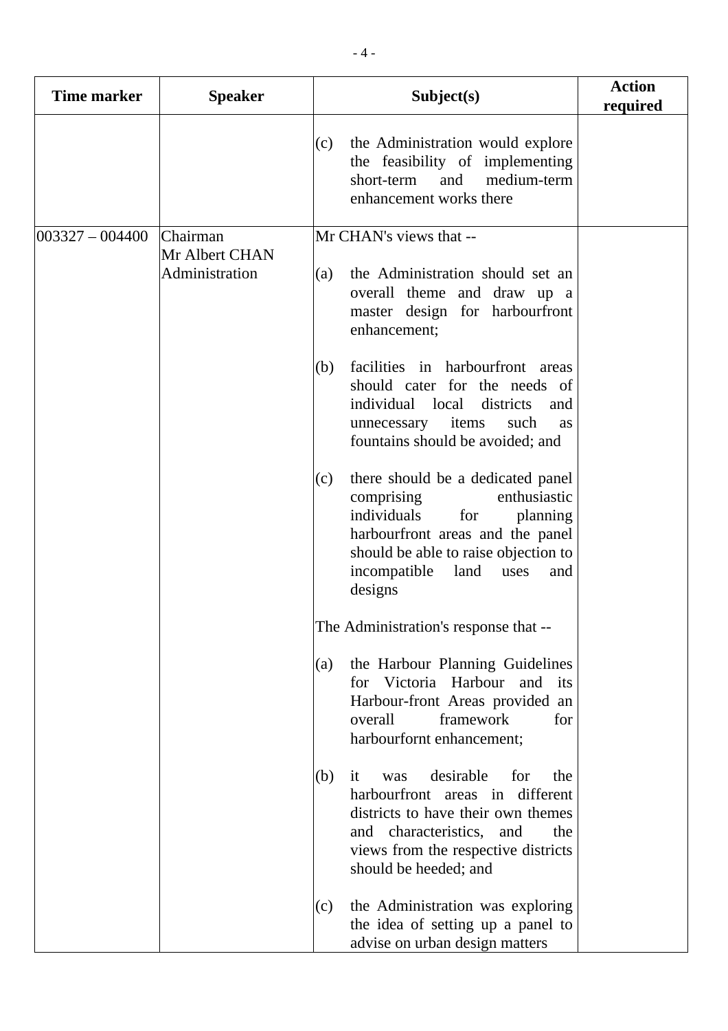| Time marker | Speaker | Subject(s) | Action required |
|---|---|---|---|
| | | (c) the Administration would explore the feasibility of implementing short-term and medium-term enhancement works there | |
| 003327 – 004400 | Chairman<br>Mr Albert CHAN<br>Administration | Mr CHAN's views that --<br><br>(a) the Administration should set an overall theme and draw up a master design for harbourfront enhancement;<br><br>(b) facilities in harbourfront areas should cater for the needs of individual local districts and unnecessary items such as fountains should be avoided; and<br><br>(c) there should be a dedicated panel comprising enthusiastic individuals for planning harbourfront areas and the panel should be able to raise objection to incompatible land uses and designs<br><br>The Administration's response that --<br><br>(a) the Harbour Planning Guidelines for Victoria Harbour and its Harbour-front Areas provided an overall framework for harbourfornt enhancement;<br><br>(b) it was desirable for the harbourfront areas in different districts to have their own themes and characteristics, and the views from the respective districts should be heeded; and<br><br>(c) the Administration was exploring the idea of setting up a panel to advise on urban design matters | |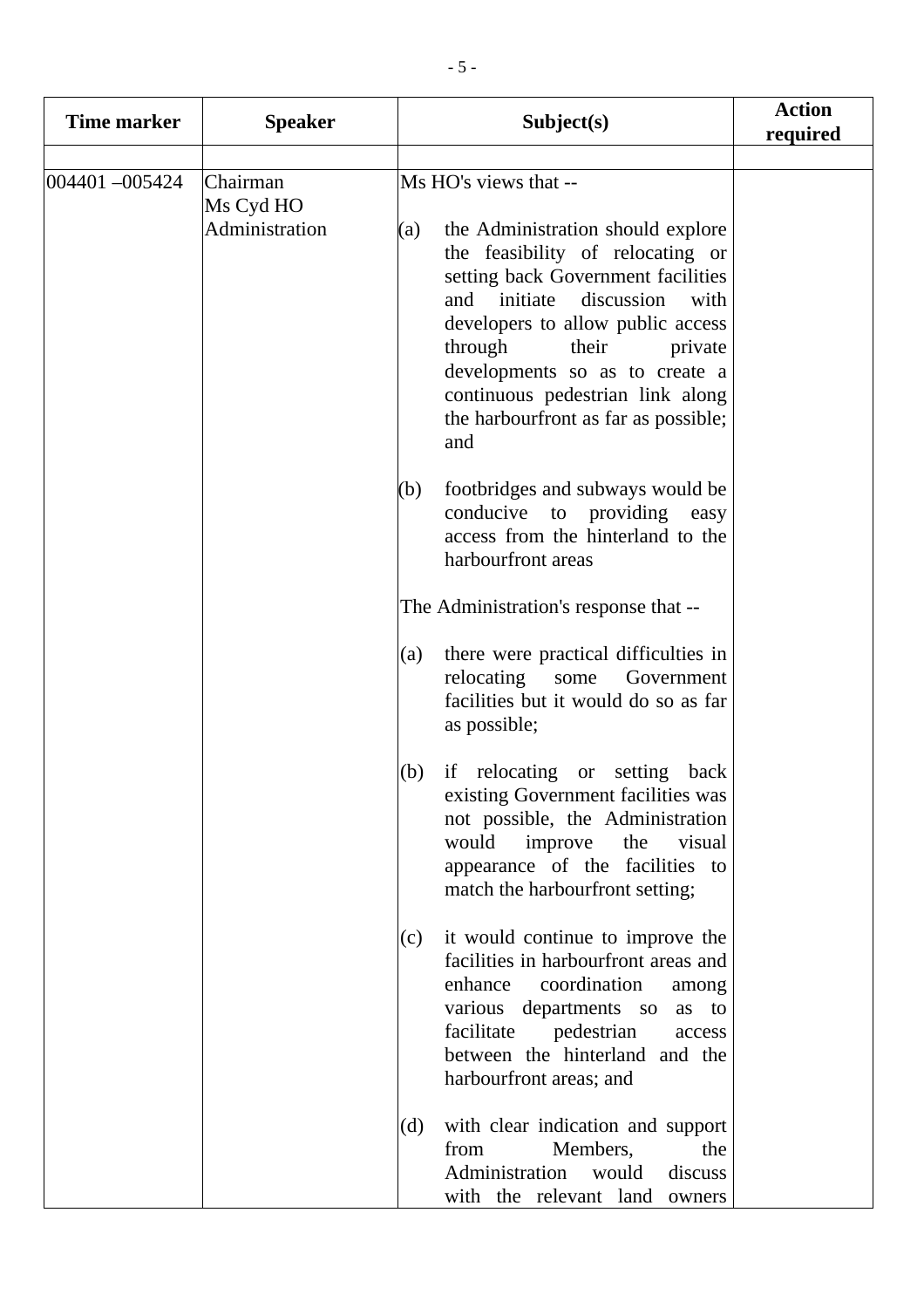| Time marker | Speaker | Subject(s) | Action required |
|---|---|---|---|
| | | | |
| 004401 –005424 | Chairman<br>Ms Cyd HO<br>Administration | Ms HO's views that --<br><br>(a) the Administration should explore the feasibility of relocating or setting back Government facilities and initiate discussion with developers to allow public access through their private developments so as to create a continuous pedestrian link along the harbourfront as far as possible; and<br><br>(b) footbridges and subways would be conducive to providing easy access from the hinterland to the harbourfront areas<br><br>The Administration's response that --<br><br>(a) there were practical difficulties in relocating some Government facilities but it would do so as far as possible;<br><br>(b) if relocating or setting back existing Government facilities was not possible, the Administration would improve the visual appearance of the facilities to match the harbourfront setting;<br><br>(c) it would continue to improve the facilities in harbourfront areas and enhance coordination among various departments so as to facilitate pedestrian access between the hinterland and the harbourfront areas; and<br><br>(d) with clear indication and support from Members, the Administration would discuss with the relevant land owners | |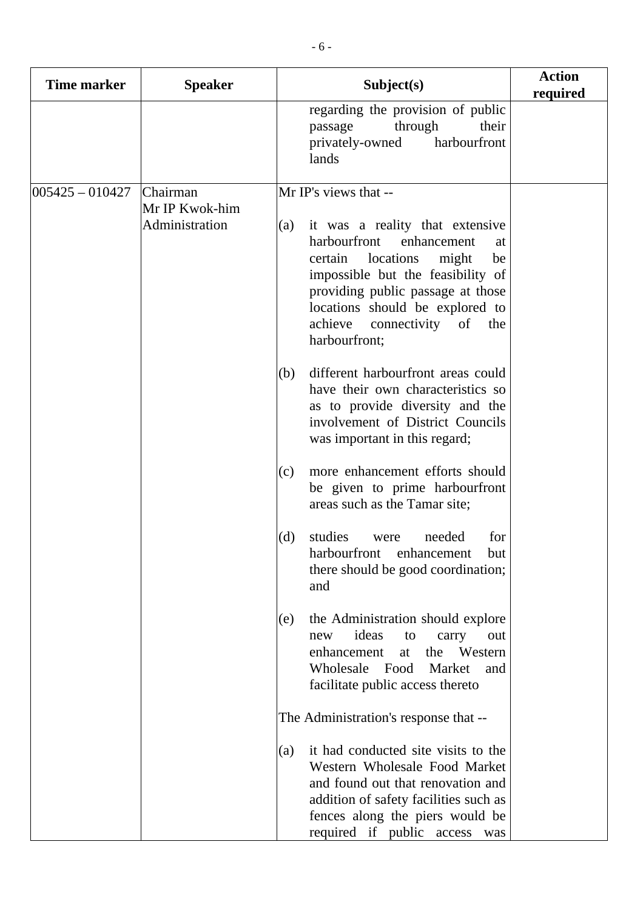| Time marker | Speaker | Subject(s) | Action required |
|---|---|---|---|
| | | regarding the provision of public passage through their privately-owned harbourfront lands | |
| 005425 – 010427 | Chairman<br>Mr IP Kwok-him<br>Administration | Mr IP's views that --<br><br>(a) it was a reality that extensive harbourfront enhancement at certain locations might be impossible but the feasibility of providing public passage at those locations should be explored to achieve connectivity of the harbourfront;<br><br>(b) different harbourfront areas could have their own characteristics so as to provide diversity and the involvement of District Councils was important in this regard;<br><br>(c) more enhancement efforts should be given to prime harbourfront areas such as the Tamar site;<br><br>(d) studies were needed for harbourfront enhancement but there should be good coordination; and<br><br>(e) the Administration should explore new ideas to carry out enhancement at the Western Wholesale Food Market and facilitate public access thereto<br><br>The Administration's response that --<br><br>(a) it had conducted site visits to the Western Wholesale Food Market and found out that renovation and addition of safety facilities such as fences along the piers would be required if public access was | |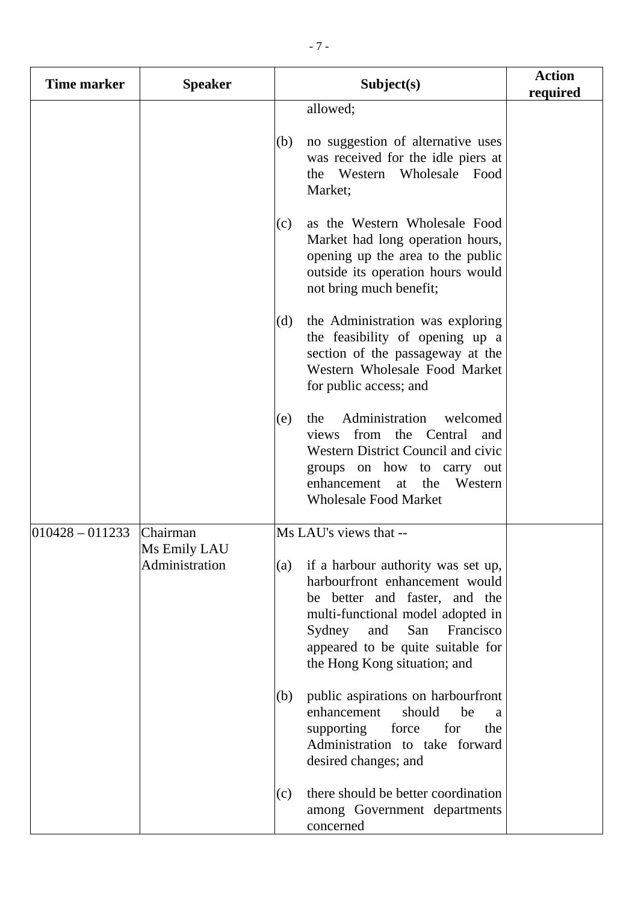| Time marker | Speaker | Subject(s) | Action required |
| --- | --- | --- | --- |
| | | allowed;<br><br>(b) no suggestion of alternative uses was received for the idle piers at the Western Wholesale Food Market;<br><br>(c) as the Western Wholesale Food Market had long operation hours, opening up the area to the public outside its operation hours would not bring much benefit;<br><br>(d) the Administration was exploring the feasibility of opening up a section of the passageway at the Western Wholesale Food Market for public access; and<br><br>(e) the Administration welcomed views from the Central and Western District Council and civic groups on how to carry out enhancement at the Western Wholesale Food Market | |
| 010428 – 011233 | Chairman<br>Ms Emily LAU<br>Administration | Ms LAU's views that --<br><br>(a) if a harbour authority was set up, harbourfront enhancement would be better and faster, and the multi-functional model adopted in Sydney and San Francisco appeared to be quite suitable for the Hong Kong situation; and<br><br>(b) public aspirations on harbourfront enhancement should be a supporting force for the Administration to take forward desired changes; and<br><br>(c) there should be better coordination among Government departments concerned | |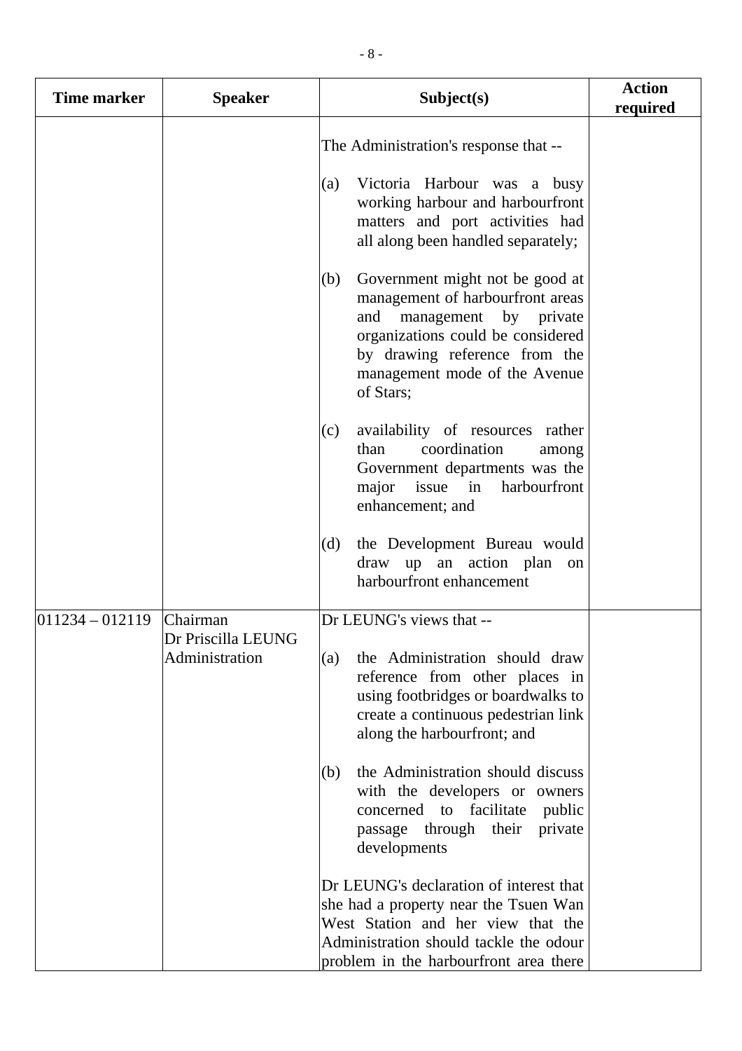| Time marker | Speaker | Subject(s) | Action required |
|---|---|---|---|
| | | The Administration's response that --<br><br>(a) Victoria Harbour was a busy working harbour and harbourfront matters and port activities had all along been handled separately;<br><br>(b) Government might not be good at management of harbourfront areas and management by private organizations could be considered by drawing reference from the management mode of the Avenue of Stars;<br><br>(c) availability of resources rather than coordination among Government departments was the major issue in harbourfront enhancement; and<br><br>(d) the Development Bureau would draw up an action plan on harbourfront enhancement | |
| 011234 – 012119 | Chairman<br>Dr Priscilla LEUNG<br>Administration | Dr LEUNG's views that --<br><br>(a) the Administration should draw reference from other places in using footbridges or boardwalks to create a continuous pedestrian link along the harbourfront; and<br><br>(b) the Administration should discuss with the developers or owners concerned to facilitate public passage through their private developments<br><br>Dr LEUNG's declaration of interest that she had a property near the Tsuen Wan West Station and her view that the Administration should tackle the odour problem in the harbourfront area there | |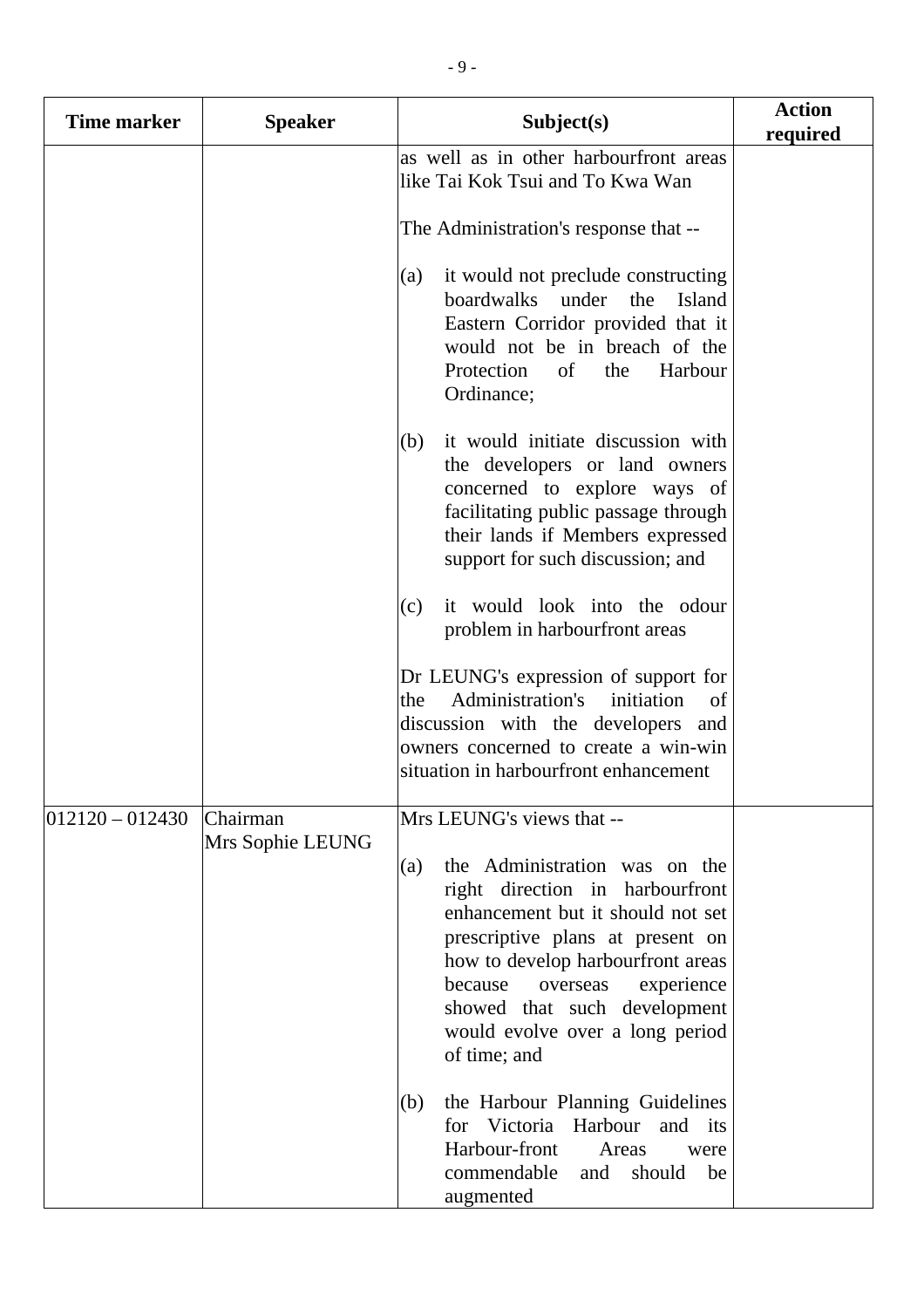| Time marker | Speaker | Subject(s) | Action required |
|---|---|---|---|
| | | as well as in other harbourfront areas like Tai Kok Tsui and To Kwa Wan<br><br>The Administration's response that --<br><br>(a) it would not preclude constructing boardwalks under the Island Eastern Corridor provided that it would not be in breach of the Protection of the Harbour Ordinance;<br><br>(b) it would initiate discussion with the developers or land owners concerned to explore ways of facilitating public passage through their lands if Members expressed support for such discussion; and<br><br>(c) it would look into the odour problem in harbourfront areas<br><br>Dr LEUNG's expression of support for the Administration's initiation of discussion with the developers and owners concerned to create a win-win situation in harbourfront enhancement | |
| 012120 – 012430 | Chairman<br>Mrs Sophie LEUNG | Mrs LEUNG's views that --<br><br>(a) the Administration was on the right direction in harbourfront enhancement but it should not set prescriptive plans at present on how to develop harbourfront areas because overseas experience showed that such development would evolve over a long period of time; and<br><br>(b) the Harbour Planning Guidelines for Victoria Harbour and its Harbour-front Areas were commendable and should be augmented | |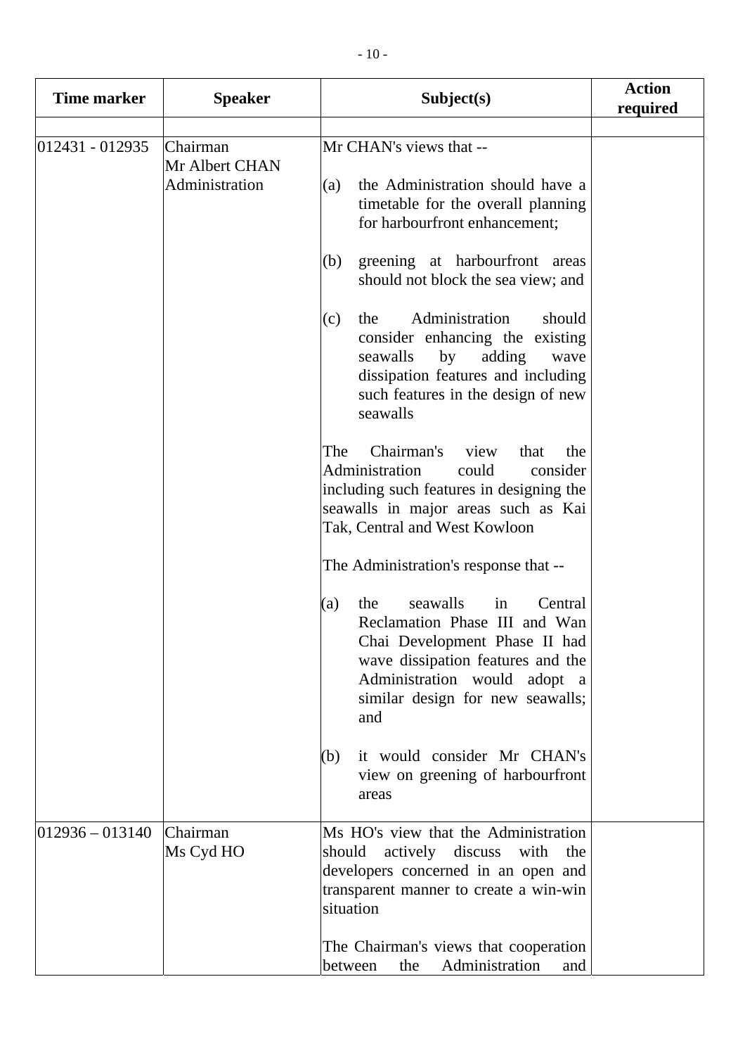| Time marker | Speaker | Subject(s) | Action required |
| --- | --- | --- | --- |
| | | | |
| 012431 - 012935 | Chairman<br>Mr Albert CHAN<br>Administration | Mr CHAN's views that --<br><br>(a) the Administration should have a timetable for the overall planning for harbourfront enhancement;<br><br>(b) greening at harbourfront areas should not block the sea view; and<br><br>(c) the Administration should consider enhancing the existing seawalls by adding wave dissipation features and including such features in the design of new seawalls<br><br>The Chairman's view that the Administration could consider including such features in designing the seawalls in major areas such as Kai Tak, Central and West Kowloon<br><br>The Administration's response that --<br><br>(a) the seawalls in Central Reclamation Phase III and Wan Chai Development Phase II had wave dissipation features and the Administration would adopt a similar design for new seawalls; and<br><br>(b) it would consider Mr CHAN's view on greening of harbourfront areas | |
| 012936 – 013140 | Chairman<br>Ms Cyd HO | Ms HO's view that the Administration should actively discuss with the developers concerned in an open and transparent manner to create a win-win situation<br><br>The Chairman's views that cooperation between the Administration and | |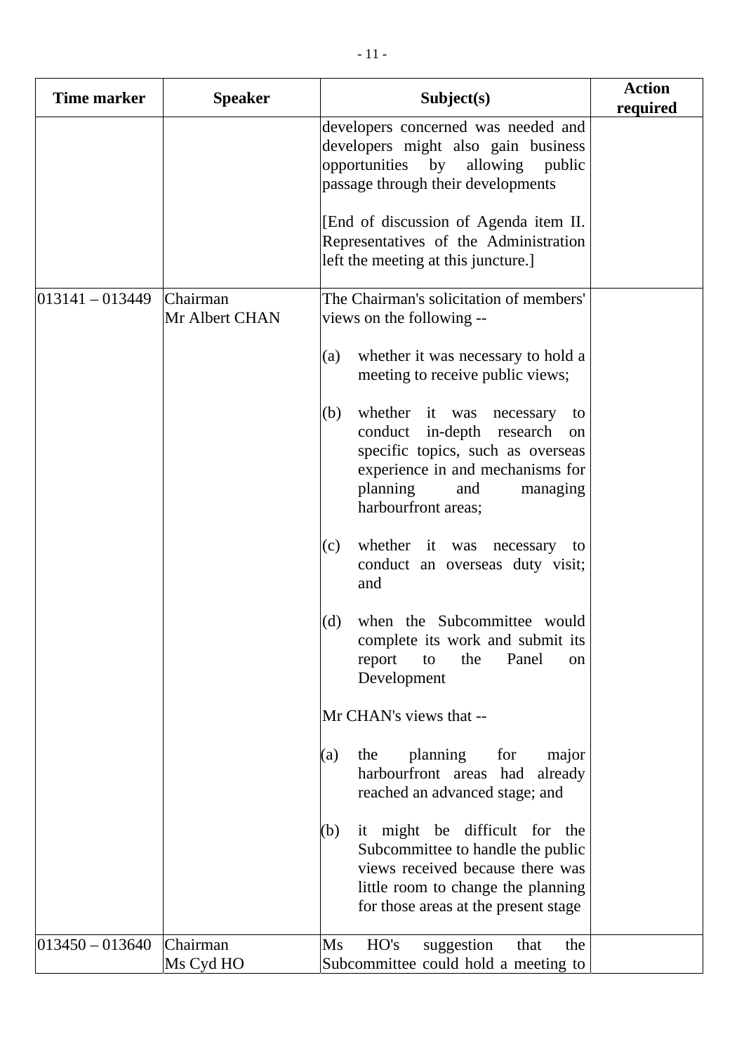| Time marker | Speaker | Subject(s) | Action required |
|---|---|---|---|
| | | developers concerned was needed and developers might also gain business opportunities by allowing public passage through their developments<br><br>[End of discussion of Agenda item II. Representatives of the Administration left the meeting at this juncture.] | |
| 013141 – 013449 | Chairman<br>Mr Albert CHAN | The Chairman's solicitation of members' views on the following --<br><br>(a) whether it was necessary to hold a meeting to receive public views;<br><br>(b) whether it was necessary to conduct in-depth research on specific topics, such as overseas experience in and mechanisms for planning and managing harbourfront areas;<br><br>(c) whether it was necessary to conduct an overseas duty visit; and<br><br>(d) when the Subcommittee would complete its work and submit its report to the Panel on Development<br><br>Mr CHAN's views that --<br><br>(a) the planning for major harbourfront areas had already reached an advanced stage; and<br><br>(b) it might be difficult for the Subcommittee to handle the public views received because there was little room to change the planning for those areas at the present stage | |
| 013450 – 013640 | Chairman<br>Ms Cyd HO | Ms HO's suggestion that the Subcommittee could hold a meeting to | |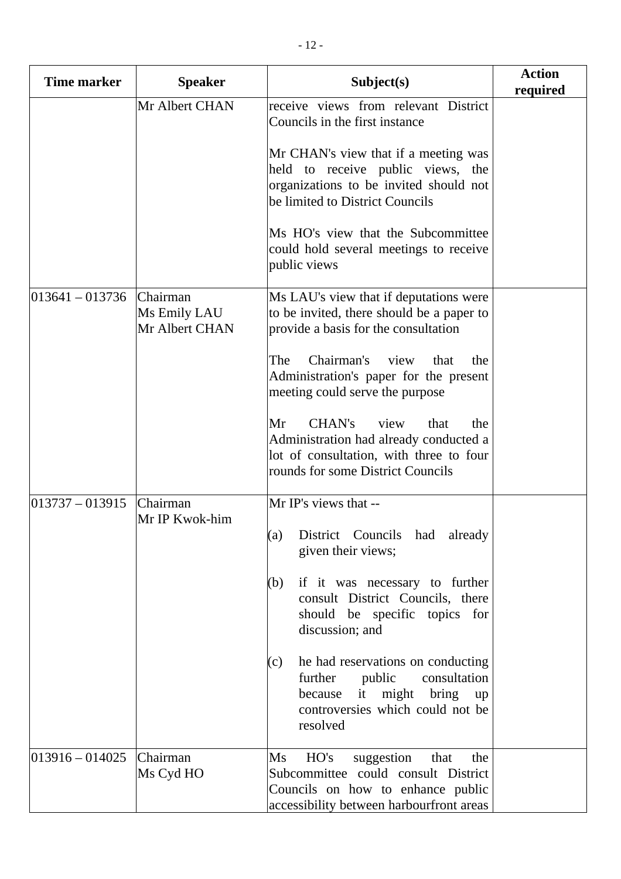| Time marker | Speaker | Subject(s) | Action required |
|---|---|---|---|
| | Mr Albert CHAN | receive views from relevant District Councils in the first instance<br><br>Mr CHAN's view that if a meeting was held to receive public views, the organizations to be invited should not be limited to District Councils<br><br>Ms HO's view that the Subcommittee could hold several meetings to receive public views | |
| 013641 – 013736 | Chairman<br>Ms Emily LAU<br>Mr Albert CHAN | Ms LAU's view that if deputations were to be invited, there should be a paper to provide a basis for the consultation<br><br>The Chairman's view that the Administration's paper for the present meeting could serve the purpose<br><br>Mr CHAN's view that the Administration had already conducted a lot of consultation, with three to four rounds for some District Councils | |
| 013737 – 013915 | Chairman<br>Mr IP Kwok-him | Mr IP's views that --<br><br>(a) District Councils had already given their views;<br><br>(b) if it was necessary to further consult District Councils, there should be specific topics for discussion; and<br><br>(c) he had reservations on conducting further public consultation because it might bring up controversies which could not be resolved | |
| 013916 – 014025 | Chairman<br>Ms Cyd HO | Ms HO's suggestion that the Subcommittee could consult District Councils on how to enhance public accessibility between harbourfront areas | |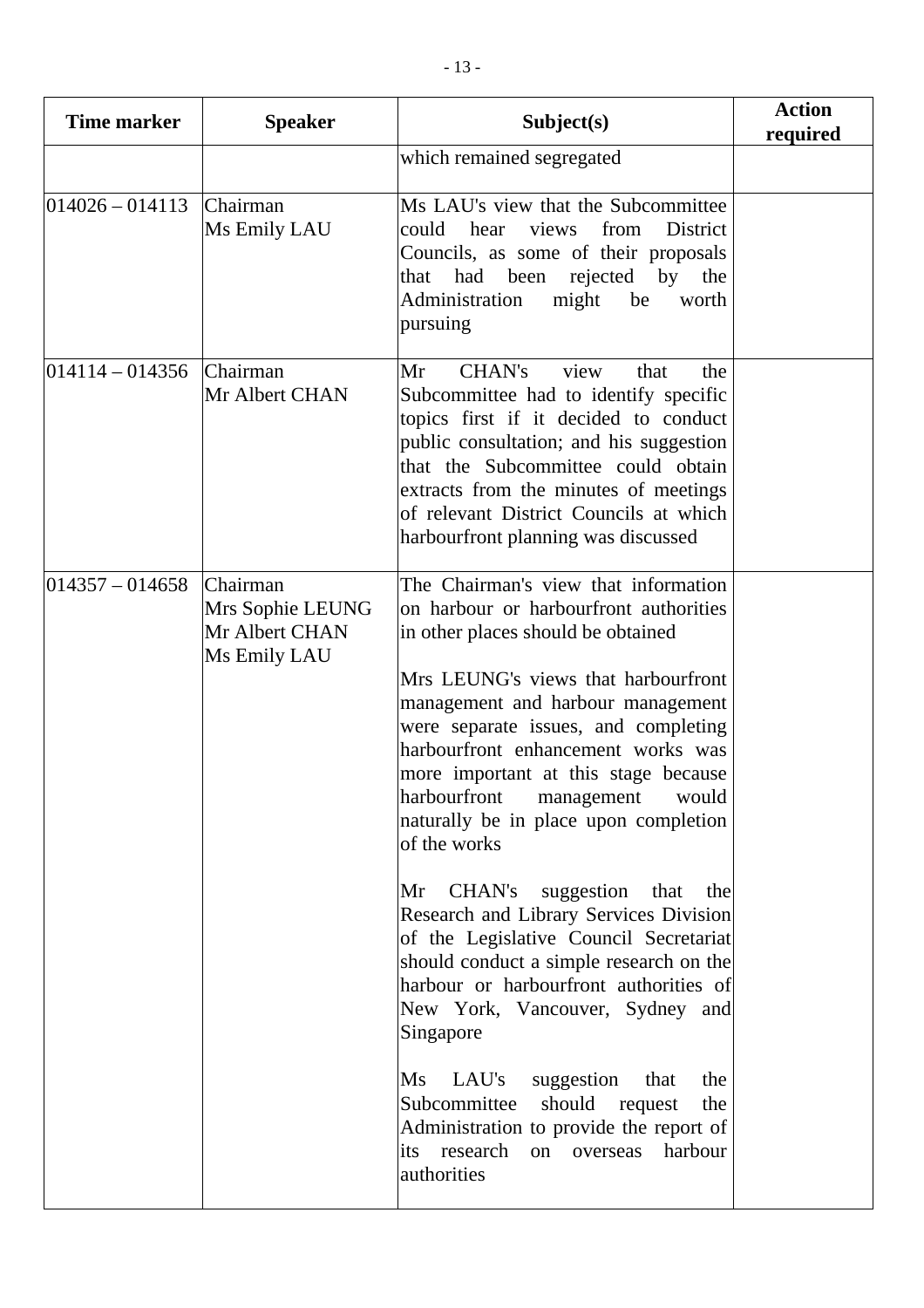| Time marker | Speaker | Subject(s) | Action required |
|---|---|---|---|
| | | which remained segregated | |
| 014026 – 014113 | Chairman<br>Ms Emily LAU | Ms LAU's view that the Subcommittee could hear views from District Councils, as some of their proposals that had been rejected by the Administration might be worth pursuing | |
| 014114 – 014356 | Chairman<br>Mr Albert CHAN | Mr CHAN's view that the Subcommittee had to identify specific topics first if it decided to conduct public consultation; and his suggestion that the Subcommittee could obtain extracts from the minutes of meetings of relevant District Councils at which harbourfront planning was discussed | |
| 014357 – 014658 | Chairman<br>Mrs Sophie LEUNG<br>Mr Albert CHAN<br>Ms Emily LAU | The Chairman's view that information on harbour or harbourfront authorities in other places should be obtained<br><br>Mrs LEUNG's views that harbourfront management and harbour management were separate issues, and completing harbourfront enhancement works was more important at this stage because harbourfront management would naturally be in place upon completion of the works<br><br>Mr CHAN's suggestion that the Research and Library Services Division of the Legislative Council Secretariat should conduct a simple research on the harbour or harbourfront authorities of New York, Vancouver, Sydney and Singapore<br><br>Ms LAU's suggestion that the Subcommittee should request the Administration to provide the report of its research on overseas harbour authorities | |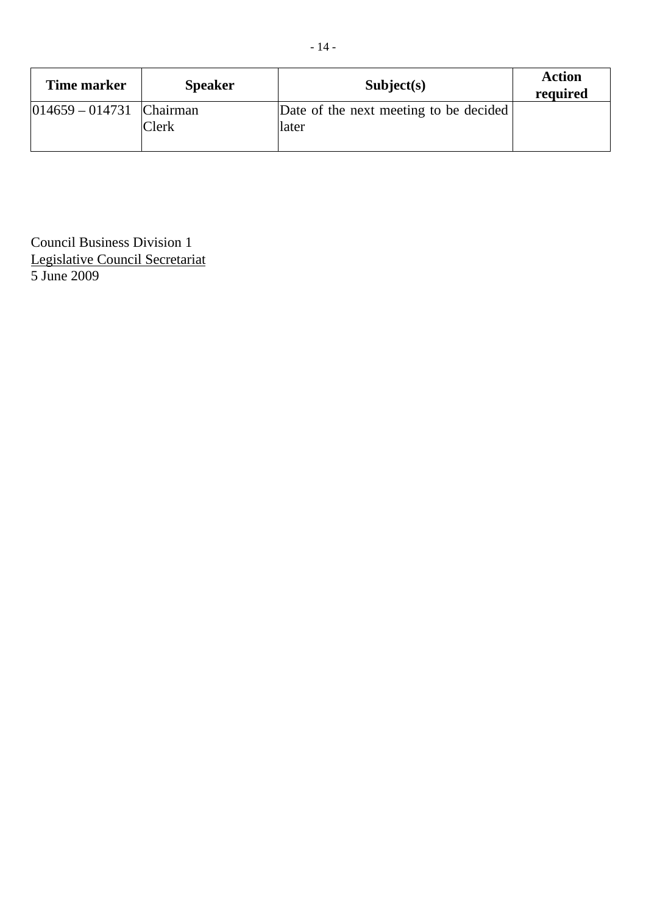| Time marker | Speaker | Subject(s) | Action required |
|---|---|---|---|
| 014659 – 014731 | Chairman<br>Clerk | Date of the next meeting to be decided later | |

Council Business Division 1
Legislative Council Secretariat
5 June 2009